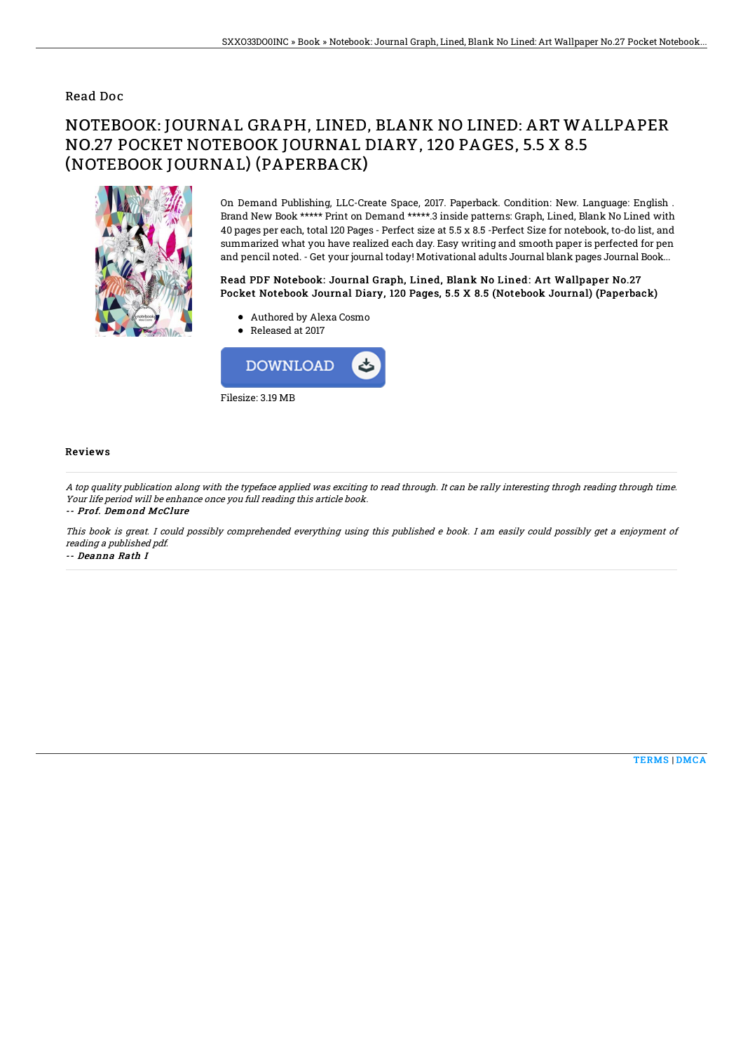Read Doc

# NOTEBOOK: JOURNAL GRAPH, LINED, BLANK NO LINED: ART WALLPAPER NO.27 POCKET NOTEBOOK JOURNAL DIARY, 120 PAGES, 5.5 X 8.5 (NOTEBOOK JOURNAL) (PAPERBACK)

On Demand Publishing, LLC-Create Space, 2017. Paperback. Condition: New. Language: English . Brand New Book ***** Print on Demand *****.3 inside patterns: Graph, Lined, Blank No Lined with 40 pages per each, total 120 Pages - Perfect size at 5.5 x 8.5 -Perfect Size for notebook, to-do list, and summarized what you have realized each day. Easy writing and smooth paper is perfected for pen and pencil noted. - Get your journal today! Motivational adults Journal blank pages Journal Book...

### Read PDF Notebook: Journal Graph, Lined, Blank No Lined: Art Wallpaper No.27 Pocket Notebook Journal Diary, 120 Pages, 5.5 X 8.5 (Notebook Journal) (Paperback)

- Authored by Alexa Cosmo
- Released at 2017

DOWNLOAD

Filesize: 3.19 MB

## Reviews

*A top quality publication along with the typeface applied was exciting to read through. It can be rally interesting throgh reading through time. Your life period will be enhance once you full reading this article book.*

*-- Prof. Demond McClure*

*This book is great. I could possibly comprehended everything using this published e book. I am easily could possibly get a enjoyment of reading a published pdf.*

*-- Deanna Rath I*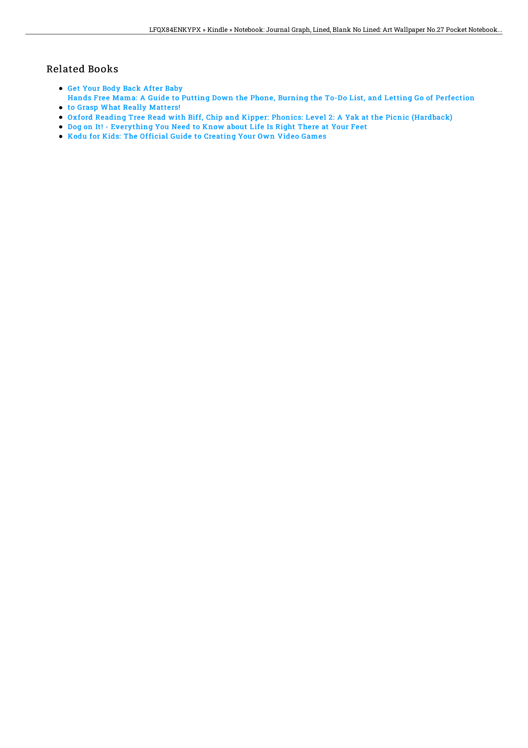## Related Books

- Get Your Body Back After Baby
  Hands Free Mama: A Guide to Putting Down the Phone, Burning the To-Do List, and Letting Go of Perfection
- to Grasp What Really Matters!
- Oxford Reading Tree Read with Biff, Chip and Kipper: Phonics: Level 2: A Yak at the Picnic (Hardback)
- Dog on It! - Everything You Need to Know about Life Is Right There at Your Feet
- Kodu for Kids: The Official Guide to Creating Your Own Video Games